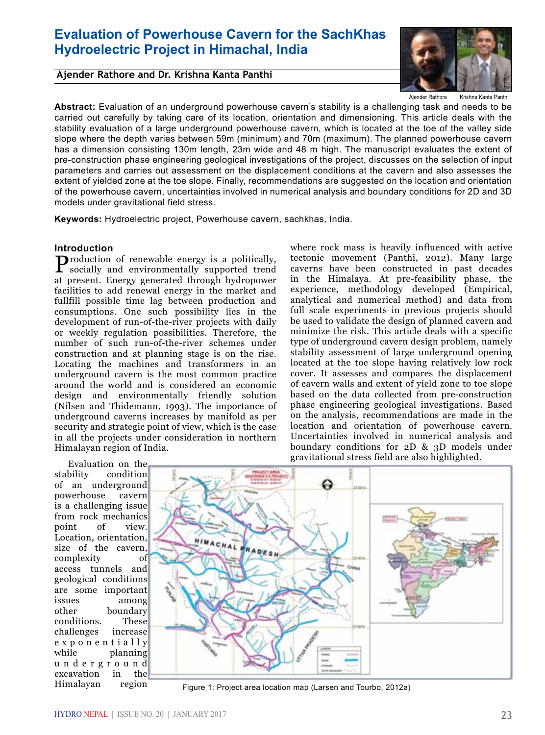# Evaluation of Powerhouse Cavern for the SachKhas Hydroelectric Project in Himachal, India

**Ajender Rathore and Dr. Krishna Kanta Panthi**

Ajender Rathore    Krishna Kanta Panthi

**Abstract:** Evaluation of an underground powerhouse cavern's stability is a challenging task and needs to be carried out carefully by taking care of its location, orientation and dimensioning. This article deals with the stability evaluation of a large underground powerhouse cavern, which is located at the toe of the valley side slope where the depth varies between 59m (minimum) and 70m (maximum). The planned powerhouse cavern has a dimension consisting 130m length, 23m wide and 48 m high. The manuscript evaluates the extent of pre-construction phase engineering geological investigations of the project, discusses on the selection of input parameters and carries out assessment on the displacement conditions at the cavern and also assesses the extent of yielded zone at the toe slope. Finally, recommendations are suggested on the location and orientation of the powerhouse cavern, uncertainties involved in numerical analysis and boundary conditions for 2D and 3D models under gravitational field stress.

**Keywords:** Hydroelectric project, Powerhouse cavern, sachkhas, India.

## Introduction

Production of renewable energy is a politically, socially and environmentally supported trend at present. Energy generated through hydropower facilities to add renewal energy in the market and fullfill possible time lag between production and consumptions. One such possibility lies in the development of run-of-the-river projects with daily or weekly regulation possibilities. Therefore, the number of such run-of-the-river schemes under construction and at planning stage is on the rise. Locating the machines and transformers in an underground cavern is the most common practice around the world and is considered an economic design and environmentally friendly solution (Nilsen and Thidemann, 1993). The importance of underground caverns increases by manifold as per security and strategic point of view, which is the case in all the projects under consideration in northern Himalayan region of India.

Evaluation on the stability condition of an underground powerhouse cavern is a challenging issue from rock mechanics point of view. Location, orientation, size of the cavern, complexity of access tunnels and geological conditions are some important issues among other boundary conditions. These challenges increase exponentially while planning underground excavation in the Himalayan region where rock mass is heavily influenced with active tectonic movement (Panthi, 2012). Many large caverns have been constructed in past decades in the Himalaya. At pre-feasibility phase, the experience, methodology developed (Empirical, analytical and numerical method) and data from full scale experiments in previous projects should be used to validate the design of planned cavern and minimize the risk. This article deals with a specific type of underground cavern design problem, namely stability assessment of large underground opening located at the toe slope having relatively low rock cover. It assesses and compares the displacement of cavern walls and extent of yield zone to toe slope based on the data collected from pre-construction phase engineering geological investigations. Based on the analysis, recommendations are made in the location and orientation of powerhouse cavern. Uncertainties involved in numerical analysis and boundary conditions for 2D & 3D models under gravitational stress field are also highlighted.

Figure 1: Project area location map (Larsen and Tourbo, 2012a)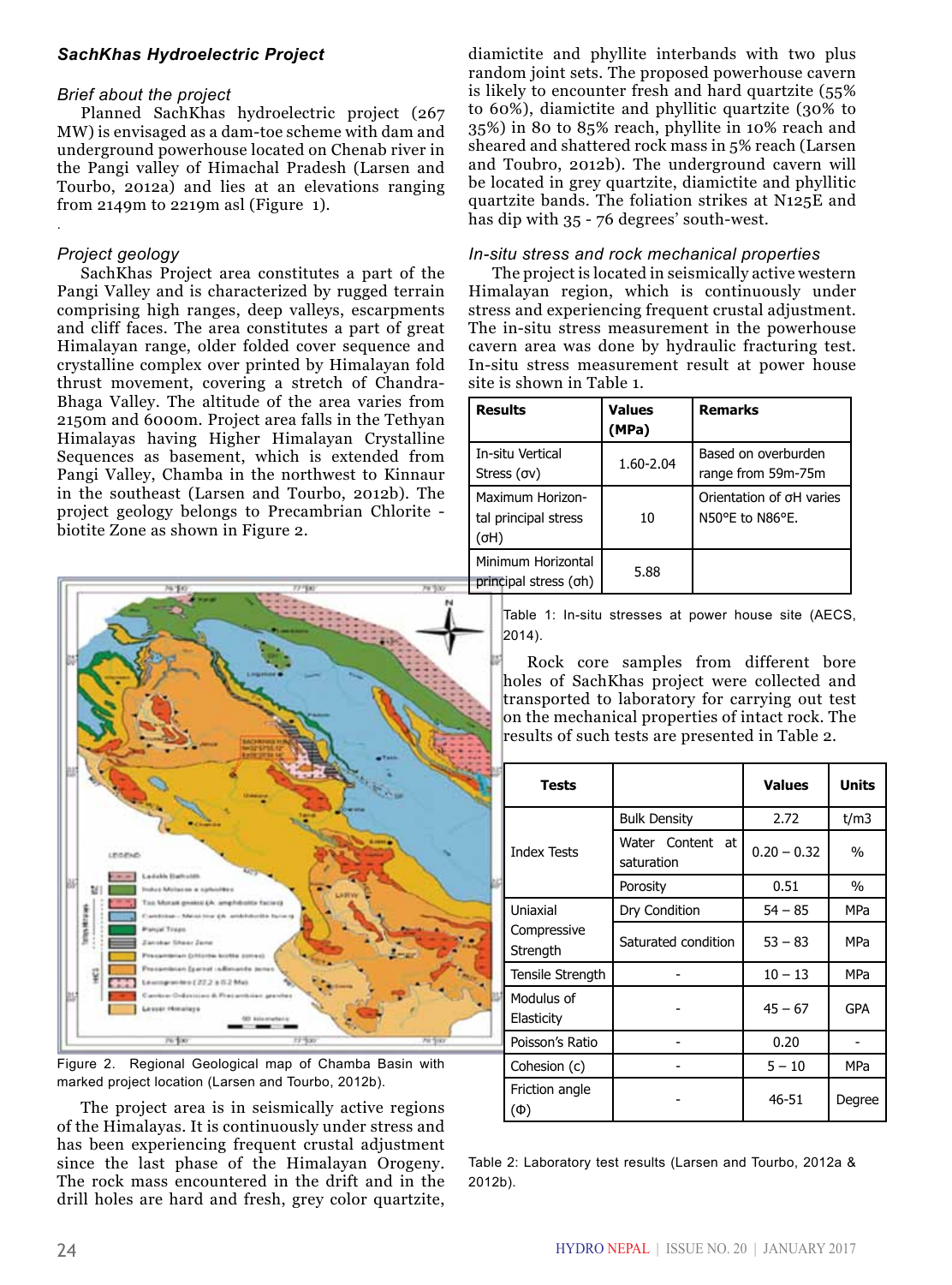## SachKhas Hydroelectric Project

### Brief about the project

Planned SachKhas hydroelectric project (267 MW) is envisaged as a dam-toe scheme with dam and underground powerhouse located on Chenab river in the Pangi valley of Himachal Pradesh (Larsen and Tourbo, 2012a) and lies at an elevations ranging from 2149m to 2219m asl (Figure 1).

### Project geology

SachKhas Project area constitutes a part of the Pangi Valley and is characterized by rugged terrain comprising high ranges, deep valleys, escarpments and cliff faces. The area constitutes a part of great Himalayan range, older folded cover sequence and crystalline complex over printed by Himalayan fold thrust movement, covering a stretch of Chandra-Bhaga Valley. The altitude of the area varies from 2150m and 6000m. Project area falls in the Tethyan Himalayas having Higher Himalayan Crystalline Sequences as basement, which is extended from Pangi Valley, Chamba in the northwest to Kinnaur in the southeast (Larsen and Tourbo, 2012b). The project geology belongs to Precambrian Chlorite - biotite Zone as shown in Figure 2.

Figure 2. Regional Geological map of Chamba Basin with marked project location (Larsen and Tourbo, 2012b).

The project area is in seismically active regions of the Himalayas. It is continuously under stress and has been experiencing frequent crustal adjustment since the last phase of the Himalayan Orogeny. The rock mass encountered in the drift and in the drill holes are hard and fresh, grey color quartzite, diamictite and phyllite interbands with two plus random joint sets. The proposed powerhouse cavern is likely to encounter fresh and hard quartzite (55% to 60%), diamictite and phyllitic quartzite (30% to 35%) in 80 to 85% reach, phyllite in 10% reach and sheared and shattered rock mass in 5% reach (Larsen and Toubro, 2012b). The underground cavern will be located in grey quartzite, diamictite and phyllitic quartzite bands. The foliation strikes at N125E and has dip with 35 - 76 degrees' south-west.

### In-situ stress and rock mechanical properties

The project is located in seismically active western Himalayan region, which is continuously under stress and experiencing frequent crustal adjustment. The in-situ stress measurement in the powerhouse cavern area was done by hydraulic fracturing test. In-situ stress measurement result at power house site is shown in Table 1.

| Results | Values (MPa) | Remarks |
|---|---|---|
| In-situ Vertical Stress ($\sigma v$) | 1.60-2.04 | Based on overburden range from 59m-75m |
| Maximum Horizontal principal stress ($\sigma H$) | 10 | Orientation of $\sigma H$ varies N50°E to N86°E. |
| Minimum Horizontal principal stress ($\sigma h$) | 5.88 | |

Table 1: In-situ stresses at power house site (AECS, 2014).

Rock core samples from different bore holes of SachKhas project were collected and transported to laboratory for carrying out test on the mechanical properties of intact rock. The results of such tests are presented in Table 2.

| Tests | | Values | Units |
|---|---|---|---|
| Index Tests | Bulk Density | 2.72 | t/m3 |
| | Water Content at saturation | 0.20 – 0.32 | % |
| | Porosity | 0.51 | % |
| Uniaxial Compressive Strength | Dry Condition | 54 – 85 | MPa |
| | Saturated condition | 53 – 83 | MPa |
| Tensile Strength | - | 10 – 13 | MPa |
| Modulus of Elasticity | - | 45 – 67 | GPA |
| Poisson's Ratio | - | 0.20 | - |
| Cohesion (c) | - | 5 – 10 | MPa |
| Friction angle ($\Phi$) | - | 46-51 | Degree |

Table 2: Laboratory test results (Larsen and Tourbo, 2012a & 2012b).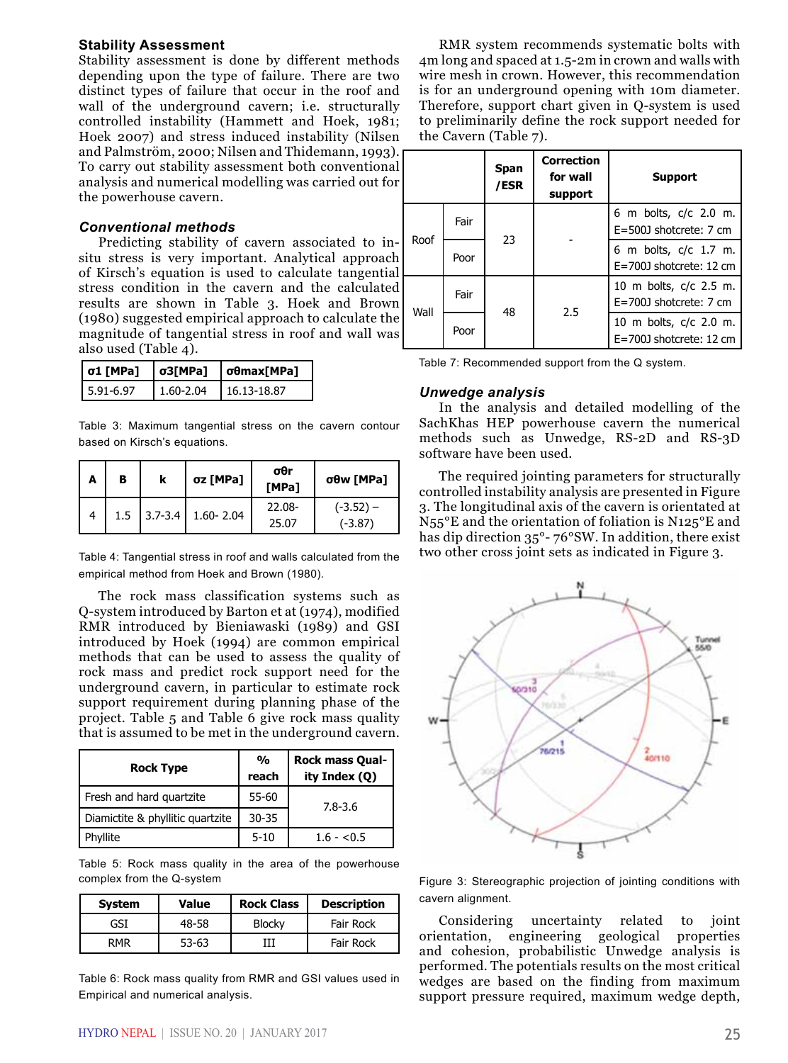## Stability Assessment

Stability assessment is done by different methods depending upon the type of failure. There are two distinct types of failure that occur in the roof and wall of the underground cavern; i.e. structurally controlled instability (Hammett and Hoek, 1981; Hoek 2007) and stress induced instability (Nilsen and Palmström, 2000; Nilsen and Thidemann, 1993). To carry out stability assessment both conventional analysis and numerical modelling was carried out for the powerhouse cavern.

### *Conventional methods*

Predicting stability of cavern associated to in-situ stress is very important. Analytical approach of Kirsch's equation is used to calculate tangential stress condition in the cavern and the calculated results are shown in Table 3. Hoek and Brown (1980) suggested empirical approach to calculate the magnitude of tangential stress in roof and wall was also used (Table 4).

| σ1 [MPa] | σ3[MPa] | σθmax[MPa] |
|---|---|---|
| 5.91-6.97 | 1.60-2.04 | 16.13-18.87 |

Table 3: Maximum tangential stress on the cavern contour based on Kirsch's equations.

| A | B | k | σz [MPa] | σθr [MPa] | σθw [MPa] |
|---|---|---|---|---|---|
| 4 | 1.5 | 3.7-3.4 | 1.60- 2.04 | 22.08-25.07 | (-3.52) – (-3.87) |

Table 4: Tangential stress in roof and walls calculated from the empirical method from Hoek and Brown (1980).

The rock mass classification systems such as Q-system introduced by Barton et at (1974), modified RMR introduced by Bieniawaski (1989) and GSI introduced by Hoek (1994) are common empirical methods that can be used to assess the quality of rock mass and predict rock support need for the underground cavern, in particular to estimate rock support requirement during planning phase of the project. Table 5 and Table 6 give rock mass quality that is assumed to be met in the underground cavern.

| Rock Type | % reach | Rock mass Quality Index (Q) |
|---|---|---|
| Fresh and hard quartzite | 55-60 | 7.8-3.6 |
| Diamictite & phyllitic quartzite | 30-35 | |
| Phyllite | 5-10 | 1.6 - <0.5 |

Table 5: Rock mass quality in the area of the powerhouse complex from the Q-system

| System | Value | Rock Class | Description |
|---|---|---|---|
| GSI | 48-58 | Blocky | Fair Rock |
| RMR | 53-63 | III | Fair Rock |

Table 6: Rock mass quality from RMR and GSI values used in Empirical and numerical analysis.

RMR system recommends systematic bolts with 4m long and spaced at 1.5-2m in crown and walls with wire mesh in crown. However, this recommendation is for an underground opening with 10m diameter. Therefore, support chart given in Q-system is used to preliminarily define the rock support needed for the Cavern (Table 7).

| | | Span /ESR | Correction for wall support | Support |
|---|---|---|---|---|
| Roof | Fair | 23 | - | 6 m bolts, c/c 2.0 m. E=500J shotcrete: 7 cm |
| | Poor | | | 6 m bolts, c/c 1.7 m. E=700J shotcrete: 12 cm |
| Wall | Fair | 48 | 2.5 | 10 m bolts, c/c 2.5 m. E=700J shotcrete: 7 cm |
| | Poor | | | 10 m bolts, c/c 2.0 m. E=700J shotcrete: 12 cm |

Table 7: Recommended support from the Q system.

### *Unwedge analysis*

In the analysis and detailed modelling of the SachKhas HEP powerhouse cavern the numerical methods such as Unwedge, RS-2D and RS-3D software have been used.

The required jointing parameters for structurally controlled instability analysis are presented in Figure 3. The longitudinal axis of the cavern is orientated at N55°E and the orientation of foliation is N125°E and has dip direction 35°- 76°SW. In addition, there exist two other cross joint sets as indicated in Figure 3.

Figure 3: Stereographic projection of jointing conditions with cavern alignment.

Considering uncertainty related to joint orientation, engineering geological properties and cohesion, probabilistic Unwedge analysis is performed. The potentials results on the most critical wedges are based on the finding from maximum support pressure required, maximum wedge depth,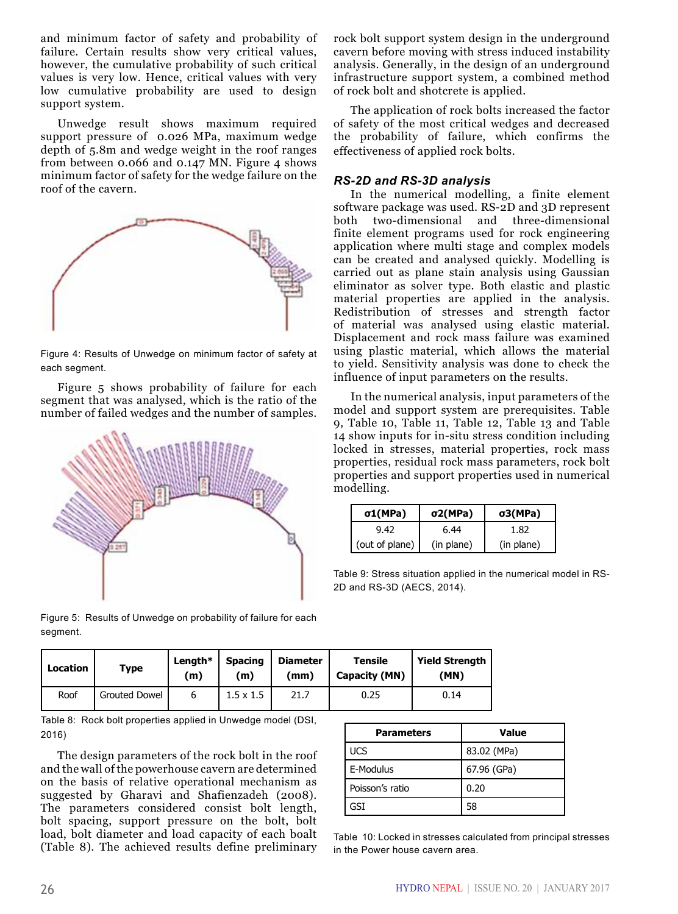and minimum factor of safety and probability of failure. Certain results show very critical values, however, the cumulative probability of such critical values is very low. Hence, critical values with very low cumulative probability are used to design support system.

Unwedge result shows maximum required support pressure of 0.026 MPa, maximum wedge depth of 5.8m and wedge weight in the roof ranges from between 0.066 and 0.147 MN. Figure 4 shows minimum factor of safety for the wedge failure on the roof of the cavern.

Figure 4: Results of Unwedge on minimum factor of safety at each segment.

Figure 5 shows probability of failure for each segment that was analysed, which is the ratio of the number of failed wedges and the number of samples.

Figure 5: Results of Unwedge on probability of failure for each segment.

| Location | Type | Length* (m) | Spacing (m) | Diameter (mm) | Tensile Capacity (MN) | Yield Strength (MN) |
|---|---|---|---|---|---|---|
| Roof | Grouted Dowel | 6 | 1.5 x 1.5 | 21.7 | 0.25 | 0.14 |

Table 8: Rock bolt properties applied in Unwedge model (DSI, 2016)

The design parameters of the rock bolt in the roof and the wall of the powerhouse cavern are determined on the basis of relative operational mechanism as suggested by Gharavi and Shafienzadeh (2008). The parameters considered consist bolt length, bolt spacing, support pressure on the bolt, bolt load, bolt diameter and load capacity of each boalt (Table 8). The achieved results define preliminary rock bolt support system design in the underground cavern before moving with stress induced instability analysis. Generally, in the design of an underground infrastructure support system, a combined method of rock bolt and shotcrete is applied.

The application of rock bolts increased the factor of safety of the most critical wedges and decreased the probability of failure, which confirms the effectiveness of applied rock bolts.

### *RS-2D and RS-3D analysis*

In the numerical modelling, a finite element software package was used. RS-2D and 3D represent both two-dimensional and three-dimensional finite element programs used for rock engineering application where multi stage and complex models can be created and analysed quickly. Modelling is carried out as plane stain analysis using Gaussian eliminator as solver type. Both elastic and plastic material properties are applied in the analysis. Redistribution of stresses and strength factor of material was analysed using elastic material. Displacement and rock mass failure was examined using plastic material, which allows the material to yield. Sensitivity analysis was done to check the influence of input parameters on the results.

In the numerical analysis, input parameters of the model and support system are prerequisites. Table 9, Table 10, Table 11, Table 12, Table 13 and Table 14 show inputs for in-situ stress condition including locked in stresses, material properties, rock mass properties, residual rock mass parameters, rock bolt properties and support properties used in numerical modelling.

| σ1(MPa) | σ2(MPa) | σ3(MPa) |
|---|---|---|
| 9.42<br>(out of plane) | 6.44<br>(in plane) | 1.82<br>(in plane) |

Table 9: Stress situation applied in the numerical model in RS-2D and RS-3D (AECS, 2014).

| Parameters | Value |
|---|---|
| UCS | 83.02 (MPa) |
| E-Modulus | 67.96 (GPa) |
| Poisson's ratio | 0.20 |
| GSI | 58 |

Table 10: Locked in stresses calculated from principal stresses in the Power house cavern area.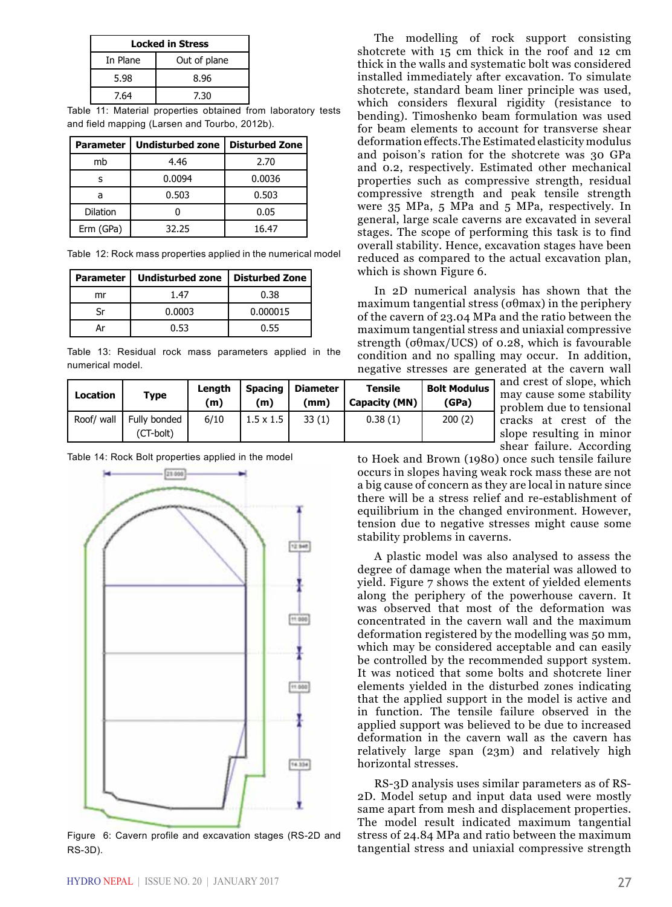| Locked in Stress | |
|---|---|
| In Plane | Out of plane |
| 5.98 | 8.96 |
| 7.64 | 7.30 |

Table 11: Material properties obtained from laboratory tests and field mapping (Larsen and Tourbo, 2012b).

| Parameter | Undisturbed zone | Disturbed Zone |
|---|---|---|
| mb | 4.46 | 2.70 |
| s | 0.0094 | 0.0036 |
| a | 0.503 | 0.503 |
| Dilation | 0 | 0.05 |
| Erm (GPa) | 32.25 | 16.47 |

Table 12: Rock mass properties applied in the numerical model

| Parameter | Undisturbed zone | Disturbed Zone |
|---|---|---|
| mr | 1.47 | 0.38 |
| Sr | 0.0003 | 0.000015 |
| Ar | 0.53 | 0.55 |

Table 13: Residual rock mass parameters applied in the numerical model.

| Location | Type | Length (m) | Spacing (m) | Diameter (mm) | Tensile Capacity (MN) | Bolt Modulus (GPa) |
|---|---|---|---|---|---|---|
| Roof/ wall | Fully bonded (CT-bolt) | 6/10 | 1.5 x 1.5 | 33 (1) | 0.38 (1) | 200 (2) |

Table 14: Rock Bolt properties applied in the model

Figure 6: Cavern profile and excavation stages (RS-2D and RS-3D).

The modelling of rock support consisting shotcrete with 15 cm thick in the roof and 12 cm thick in the walls and systematic bolt was considered installed immediately after excavation. To simulate shotcrete, standard beam liner principle was used, which considers flexural rigidity (resistance to bending). Timoshenko beam formulation was used for beam elements to account for transverse shear deformation effects. The Estimated elasticity modulus and poison's ration for the shotcrete was 30 GPa and 0.2, respectively. Estimated other mechanical properties such as compressive strength, residual compressive strength and peak tensile strength were 35 MPa, 5 MPa and 5 MPa, respectively. In general, large scale caverns are excavated in several stages. The scope of performing this task is to find overall stability. Hence, excavation stages have been reduced as compared to the actual excavation plan, which is shown Figure 6.

In 2D numerical analysis has shown that the maximum tangential stress ($\sigma\theta max$) in the periphery of the cavern of 23.04 MPa and the ratio between the maximum tangential stress and uniaxial compressive strength ($\sigma\theta max/UCS$) of 0.28, which is favourable condition and no spalling may occur. In addition, negative stresses are generated at the cavern wall and crest of slope, which may cause some stability problem due to tensional cracks at crest of the slope resulting in minor shear failure. According to Hoek and Brown (1980) once such tensile failure occurs in slopes having weak rock mass these are not a big cause of concern as they are local in nature since there will be a stress relief and re-establishment of equilibrium in the changed environment. However, tension due to negative stresses might cause some stability problems in caverns.

A plastic model was also analysed to assess the degree of damage when the material was allowed to yield. Figure 7 shows the extent of yielded elements along the periphery of the powerhouse cavern. It was observed that most of the deformation was concentrated in the cavern wall and the maximum deformation registered by the modelling was 50 mm, which may be considered acceptable and can easily be controlled by the recommended support system. It was noticed that some bolts and shotcrete liner elements yielded in the disturbed zones indicating that the applied support in the model is active and in function. The tensile failure observed in the applied support was believed to be due to increased deformation in the cavern wall as the cavern has relatively large span (23m) and relatively high horizontal stresses.

RS-3D analysis uses similar parameters as of RS-2D. Model setup and input data used were mostly same apart from mesh and displacement properties. The model result indicated maximum tangential stress of 24.84 MPa and ratio between the maximum tangential stress and uniaxial compressive strength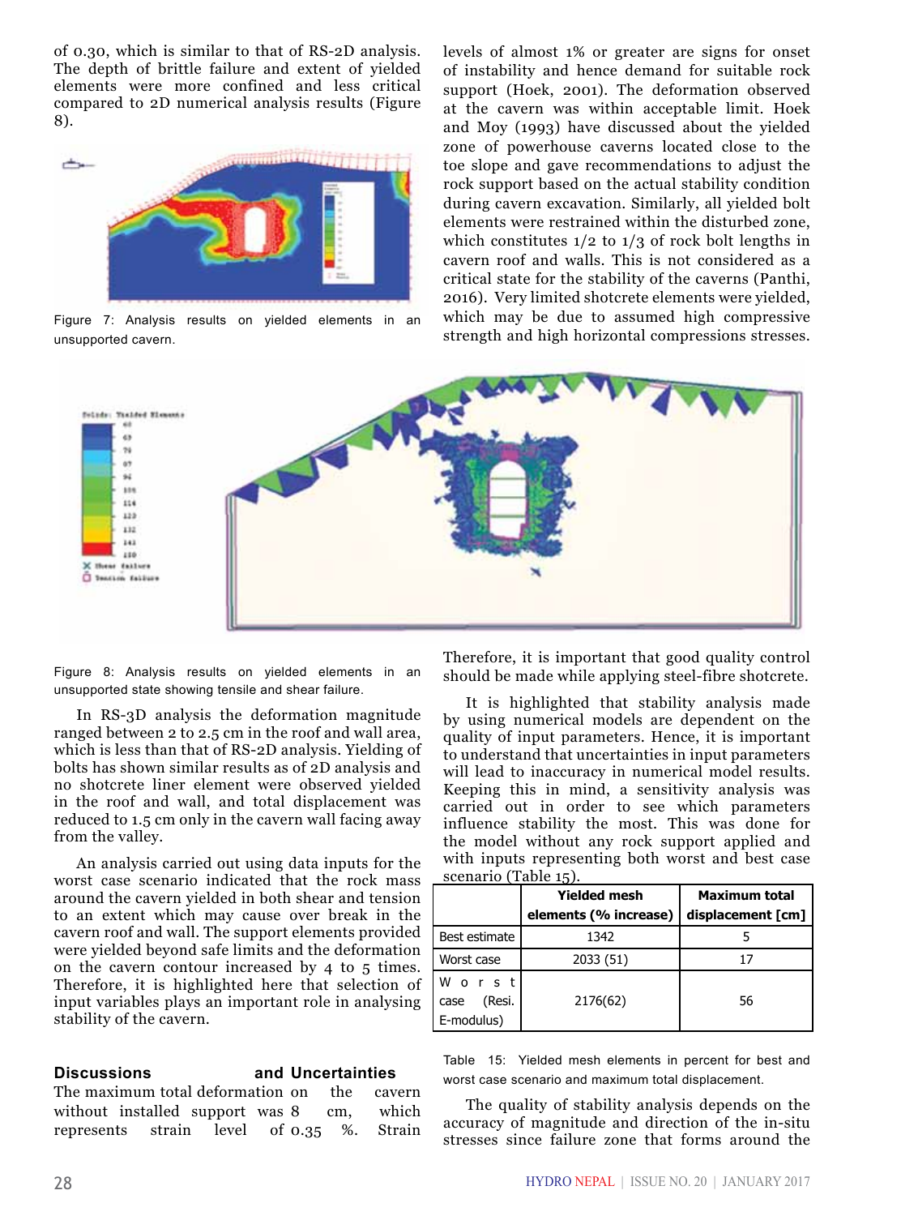of 0.30, which is similar to that of RS-2D analysis. The depth of brittle failure and extent of yielded elements were more confined and less critical compared to 2D numerical analysis results (Figure 8).

Figure 7: Analysis results on yielded elements in an unsupported cavern.

levels of almost 1% or greater are signs for onset of instability and hence demand for suitable rock support (Hoek, 2001). The deformation observed at the cavern was within acceptable limit. Hoek and Moy (1993) have discussed about the yielded zone of powerhouse caverns located close to the toe slope and gave recommendations to adjust the rock support based on the actual stability condition during cavern excavation. Similarly, all yielded bolt elements were restrained within the disturbed zone, which constitutes 1/2 to 1/3 of rock bolt lengths in cavern roof and walls. This is not considered as a critical state for the stability of the caverns (Panthi, 2016). Very limited shotcrete elements were yielded, which may be due to assumed high compressive strength and high horizontal compressions stresses.

Figure 8: Analysis results on yielded elements in an unsupported state showing tensile and shear failure.

In RS-3D analysis the deformation magnitude ranged between 2 to 2.5 cm in the roof and wall area, which is less than that of RS-2D analysis. Yielding of bolts has shown similar results as of 2D analysis and no shotcrete liner element were observed yielded in the roof and wall, and total displacement was reduced to 1.5 cm only in the cavern wall facing away from the valley.

An analysis carried out using data inputs for the worst case scenario indicated that the rock mass around the cavern yielded in both shear and tension to an extent which may cause over break in the cavern roof and wall. The support elements provided were yielded beyond safe limits and the deformation on the cavern contour increased by 4 to 5 times. Therefore, it is highlighted here that selection of input variables plays an important role in analysing stability of the cavern.

## Discussions and Uncertainties

The maximum total deformation on the cavern without installed support was 8 cm, which represents strain level of 0.35 %. Strain

Therefore, it is important that good quality control should be made while applying steel-fibre shotcrete.

It is highlighted that stability analysis made by using numerical models are dependent on the quality of input parameters. Hence, it is important to understand that uncertainties in input parameters will lead to inaccuracy in numerical model results. Keeping this in mind, a sensitivity analysis was carried out in order to see which parameters influence stability the most. This was done for the model without any rock support applied and with inputs representing both worst and best case scenario (Table 15).

| | Yielded mesh elements (% increase) | Maximum total displacement [cm] |
|---|---|---|
| Best estimate | 1342 | 5 |
| Worst case | 2033 (51) | 17 |
| Worst case (Resi. E-modulus) | 2176(62) | 56 |

Table 15: Yielded mesh elements in percent for best and worst case scenario and maximum total displacement.

The quality of stability analysis depends on the accuracy of magnitude and direction of the in-situ stresses since failure zone that forms around the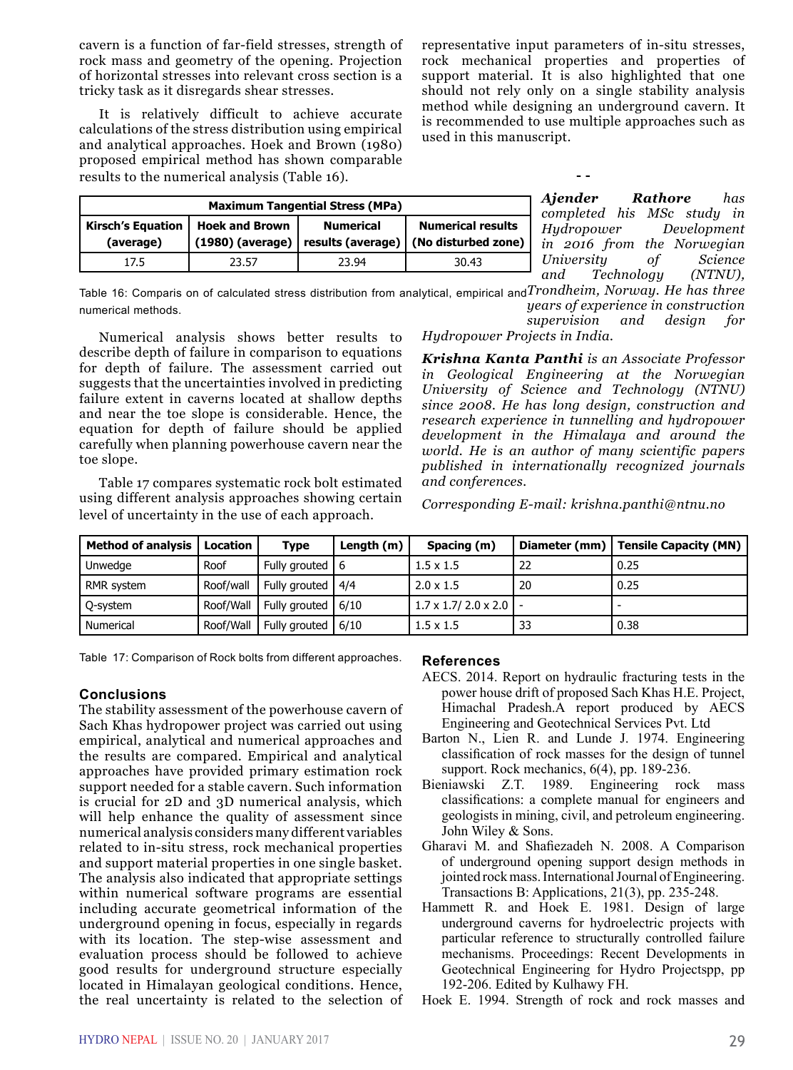cavern is a function of far-field stresses, strength of rock mass and geometry of the opening. Projection of horizontal stresses into relevant cross section is a tricky task as it disregards shear stresses.

It is relatively difficult to achieve accurate calculations of the stress distribution using empirical and analytical approaches. Hoek and Brown (1980) proposed empirical method has shown comparable results to the numerical analysis (Table 16).

| Maximum Tangential Stress (MPa) | | | |
|---|---|---|---|
| Kirsch's Equation (average) | Hoek and Brown (1980) (average) | Numerical results (average) | Numerical results (No disturbed zone) |
| 17.5 | 23.57 | 23.94 | 30.43 |

Table 16: Comparis on of calculated stress distribution from analytical, empirical and numerical methods.

Numerical analysis shows better results to describe depth of failure in comparison to equations for depth of failure. The assessment carried out suggests that the uncertainties involved in predicting failure extent in caverns located at shallow depths and near the toe slope is considerable. Hence, the equation for depth of failure should be applied carefully when planning powerhouse cavern near the toe slope.

Table 17 compares systematic rock bolt estimated using different analysis approaches showing certain level of uncertainty in the use of each approach.

| Method of analysis | Location | Type | Length (m) | Spacing (m) | Diameter (mm) | Tensile Capacity (MN) |
|---|---|---|---|---|---|---|
| Unwedge | Roof | Fully grouted | 6 | 1.5 x 1.5 | 22 | 0.25 |
| RMR system | Roof/wall | Fully grouted | 4/4 | 2.0 x 1.5 | 20 | 0.25 |
| Q-system | Roof/Wall | Fully grouted | 6/10 | 1.7 x 1.7/ 2.0 x 2.0 | - | - |
| Numerical | Roof/Wall | Fully grouted | 6/10 | 1.5 x 1.5 | 33 | 0.38 |

Table 17: Comparison of Rock bolts from different approaches.

## Conclusions

The stability assessment of the powerhouse cavern of Sach Khas hydropower project was carried out using empirical, analytical and numerical approaches and the results are compared. Empirical and analytical approaches have provided primary estimation rock support needed for a stable cavern. Such information is crucial for 2D and 3D numerical analysis, which will help enhance the quality of assessment since numerical analysis considers many different variables related to in-situ stress, rock mechanical properties and support material properties in one single basket. The analysis also indicated that appropriate settings within numerical software programs are essential including accurate geometrical information of the underground opening in focus, especially in regards with its location. The step-wise assessment and evaluation process should be followed to achieve good results for underground structure especially located in Himalayan geological conditions. Hence, the real uncertainty is related to the selection of representative input parameters of in-situ stresses, rock mechanical properties and properties of support material. It is also highlighted that one should not rely only on a single stability analysis method while designing an underground cavern. It is recommended to use multiple approaches such as used in this manuscript.

- -

***Ajender Rathore*** *has completed his MSc study in Hydropower Development in 2016 from the Norwegian University of Science and Technology (NTNU), Trondheim, Norway. He has three years of experience in construction supervision and design for Hydropower Projects in India.*

***Krishna Kanta Panthi*** *is an Associate Professor in Geological Engineering at the Norwegian University of Science and Technology (NTNU) since 2008. He has long design, construction and research experience in tunnelling and hydropower development in the Himalaya and around the world. He is an author of many scientific papers published in internationally recognized journals and conferences.*

*Corresponding E-mail: krishna.panthi@ntnu.no*

## References

AECS. 2014. Report on hydraulic fracturing tests in the power house drift of proposed Sach Khas H.E. Project, Himachal Pradesh.A report produced by AECS Engineering and Geotechnical Services Pvt. Ltd

Barton N., Lien R. and Lunde J. 1974. Engineering classification of rock masses for the design of tunnel support. Rock mechanics, 6(4), pp. 189-236.

Bieniawski Z.T. 1989. Engineering rock mass classifications: a complete manual for engineers and geologists in mining, civil, and petroleum engineering. John Wiley & Sons.

Gharavi M. and Shafiezadeh N. 2008. A Comparison of underground opening support design methods in jointed rock mass. International Journal of Engineering. Transactions B: Applications, 21(3), pp. 235-248.

Hammett R. and Hoek E. 1981. Design of large underground caverns for hydroelectric projects with particular reference to structurally controlled failure mechanisms. Proceedings: Recent Developments in Geotechnical Engineering for Hydro Projectspp, pp 192-206. Edited by Kulhawy FH.

Hoek E. 1994. Strength of rock and rock masses and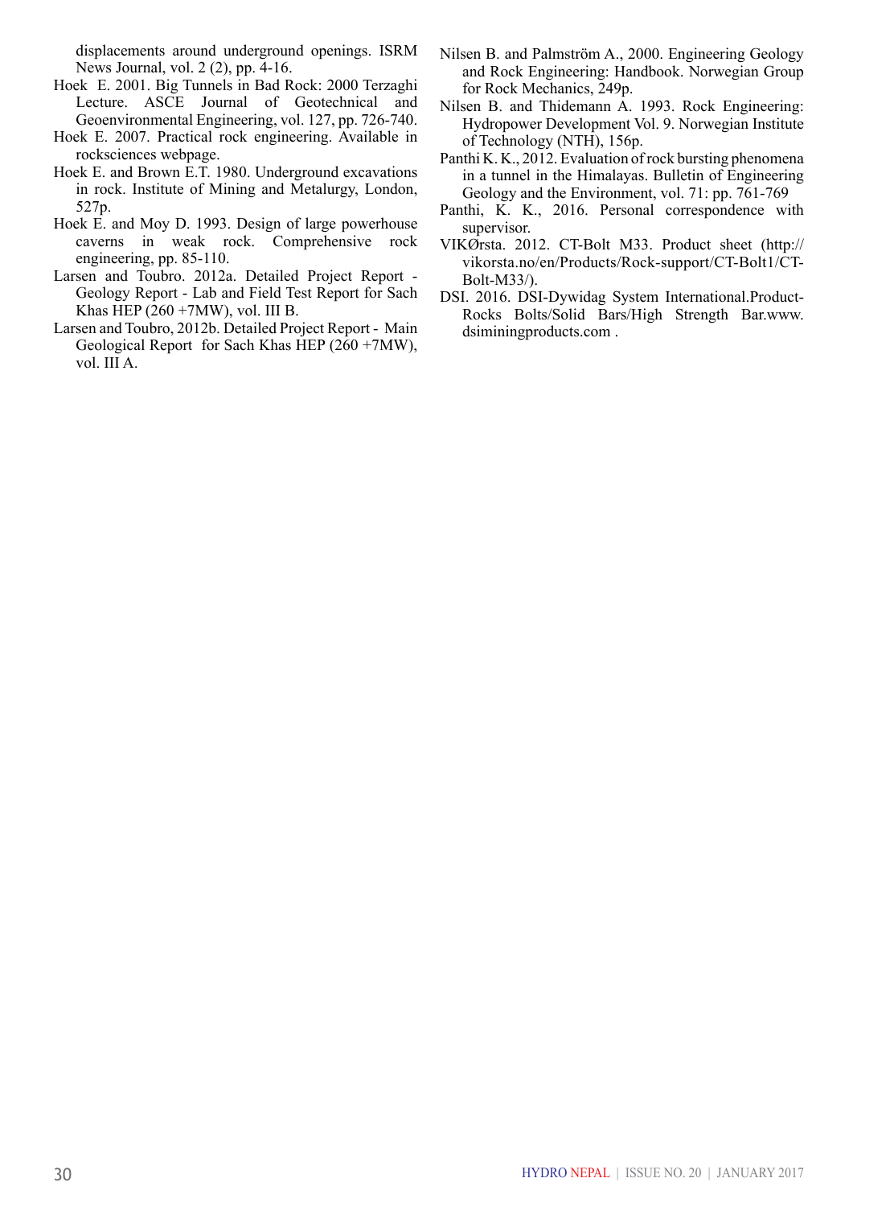displacements around underground openings. ISRM News Journal, vol. 2 (2), pp. 4-16.

Hoek E. 2001. Big Tunnels in Bad Rock: 2000 Terzaghi Lecture. ASCE Journal of Geotechnical and Geoenvironmental Engineering, vol. 127, pp. 726-740.

Hoek E. 2007. Practical rock engineering. Available in rocksciences webpage.

Hoek E. and Brown E.T. 1980. Underground excavations in rock. Institute of Mining and Metalurgy, London, 527p.

Hoek E. and Moy D. 1993. Design of large powerhouse caverns in weak rock. Comprehensive rock engineering, pp. 85-110.

Larsen and Toubro. 2012a. Detailed Project Report - Geology Report - Lab and Field Test Report for Sach Khas HEP (260 +7MW), vol. III B.

Larsen and Toubro, 2012b. Detailed Project Report - Main Geological Report for Sach Khas HEP (260 +7MW), vol. III A.

Nilsen B. and Palmström A., 2000. Engineering Geology and Rock Engineering: Handbook. Norwegian Group for Rock Mechanics, 249p.

Nilsen B. and Thidemann A. 1993. Rock Engineering: Hydropower Development Vol. 9. Norwegian Institute of Technology (NTH), 156p.

Panthi K. K., 2012. Evaluation of rock bursting phenomena in a tunnel in the Himalayas. Bulletin of Engineering Geology and the Environment, vol. 71: pp. 761-769

Panthi, K. K., 2016. Personal correspondence with supervisor.

VIKØrsta. 2012. CT-Bolt M33. Product sheet (http://vikorsta.no/en/Products/Rock-support/CT-Bolt1/CT-Bolt-M33/).

DSI. 2016. DSI-Dywidag System International.Product-Rocks Bolts/Solid Bars/High Strength Bar.www.dsiminingproducts.com .